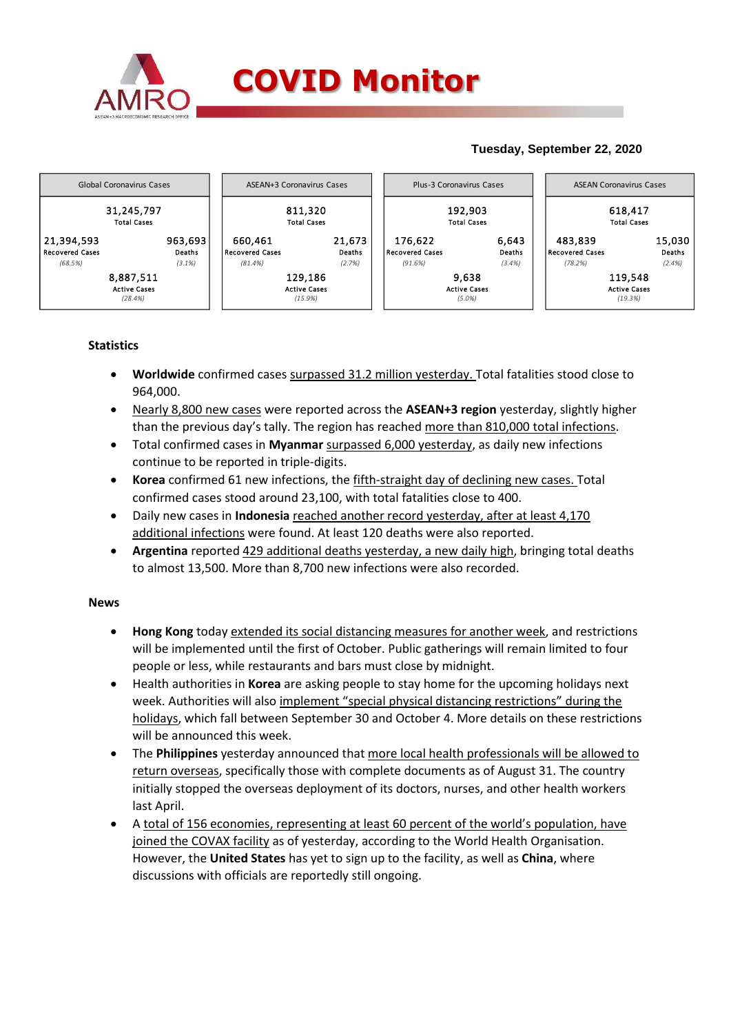# COVID Monitor

**Tuesday, September 22, 2020**

| Global Coronavirus Cases | | ASEAN+3 Coronavirus Cases | | Plus-3 Coronavirus Cases | | ASEAN Coronavirus Cases | |
|---|---|---|---|---|---|---|---|
| 31,245,797 Total Cases | | 811,320 Total Cases | | 192,903 Total Cases | | 618,417 Total Cases | |
| 21,394,593 Recovered Cases (68.5%) | 963,693 Deaths (3.1%) | 660,461 Recovered Cases (81.4%) | 21,673 Deaths (2.7%) | 176,622 Recovered Cases (91.6%) | 6,643 Deaths (3.4%) | 483,839 Recovered Cases (78.2%) | 15,030 Deaths (2.4%) |
| 8,887,511 Active Cases (28.4%) | | 129,186 Active Cases (15.9%) | | 9,638 Active Cases (5.0%) | | 119,548 Active Cases (19.3%) | |

## Statistics

- **Worldwide** confirmed cases surpassed 31.2 million yesterday. Total fatalities stood close to 964,000.
- Nearly 8,800 new cases were reported across the **ASEAN+3 region** yesterday, slightly higher than the previous day's tally. The region has reached more than 810,000 total infections.
- Total confirmed cases in **Myanmar** surpassed 6,000 yesterday, as daily new infections continue to be reported in triple-digits.
- **Korea** confirmed 61 new infections, the fifth-straight day of declining new cases. Total confirmed cases stood around 23,100, with total fatalities close to 400.
- Daily new cases in **Indonesia** reached another record yesterday, after at least 4,170 additional infections were found. At least 120 deaths were also reported.
- **Argentina** reported 429 additional deaths yesterday, a new daily high, bringing total deaths to almost 13,500. More than 8,700 new infections were also recorded.

## News

- **Hong Kong** today extended its social distancing measures for another week, and restrictions will be implemented until the first of October. Public gatherings will remain limited to four people or less, while restaurants and bars must close by midnight.
- Health authorities in **Korea** are asking people to stay home for the upcoming holidays next week. Authorities will also implement "special physical distancing restrictions" during the holidays, which fall between September 30 and October 4. More details on these restrictions will be announced this week.
- The **Philippines** yesterday announced that more local health professionals will be allowed to return overseas, specifically those with complete documents as of August 31. The country initially stopped the overseas deployment of its doctors, nurses, and other health workers last April.
- A total of 156 economies, representing at least 60 percent of the world's population, have joined the COVAX facility as of yesterday, according to the World Health Organisation. However, the **United States** has yet to sign up to the facility, as well as **China**, where discussions with officials are reportedly still ongoing.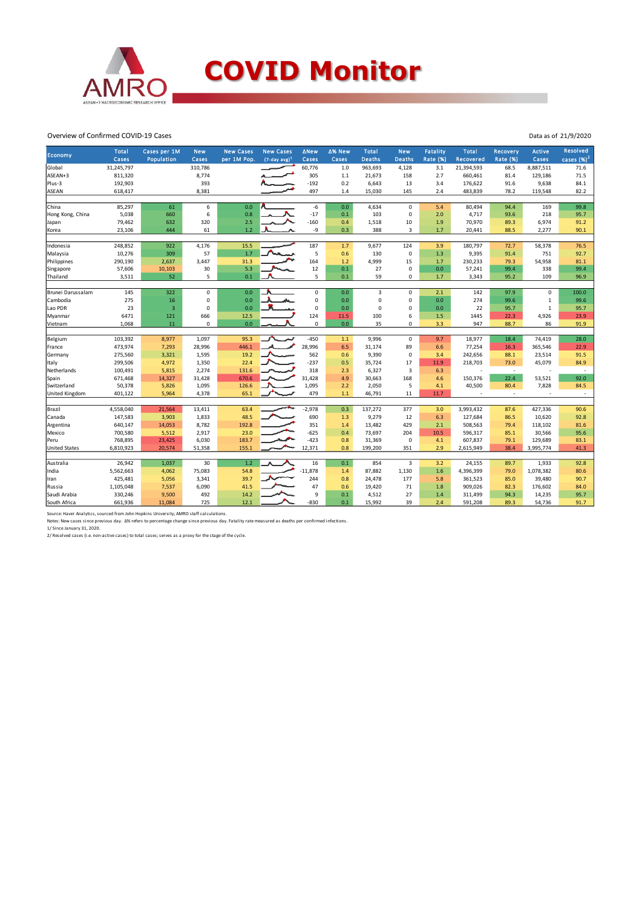# COVID Monitor

Overview of Confirmed COVID-19 Cases

Data as of 21/9/2020

| Economy | Total Cases | Cases per 1M Population | New Cases | New Cases per 1M Pop. | New Cases (7-day avg)[1] | ΔNew Cases | Δ% New Cases | Total Deaths | New Deaths | Fatality Rate (%) | Total Recovered | Recovery Rate (%) | Active Cases | Resolved cases (%)[2] |
|---|---|---|---|---|---|---|---|---|---|---|---|---|---|---|
| Global | 31,245,797 | | 310,786 | | | 60,776 | 1.0 | 963,693 | 4,128 | 3.1 | 21,394,593 | 68.5 | 8,887,511 | 71.6 |
| ASEAN+3 | 811,320 | | 8,774 | | | 305 | 1.1 | 21,673 | 158 | 2.7 | 660,461 | 81.4 | 129,186 | 71.5 |
| Plus-3 | 192,903 | | 393 | | | -192 | 0.2 | 6,643 | 13 | 3.4 | 176,622 | 91.6 | 9,638 | 84.1 |
| ASEAN | 618,417 | | 8,381 | | | 497 | 1.4 | 15,030 | 145 | 2.4 | 483,839 | 78.2 | 119,548 | 82.2 |
| | | | | | | | | | | | | | | |
| China | 85,297 | 61 | 6 | 0.0 | | -6 | 0.0 | 4,634 | 0 | 5.4 | 80,494 | 94.4 | 169 | 99.8 |
| Hong Kong, China | 5,038 | 660 | 6 | 0.8 | | -17 | 0.1 | 103 | 0 | 2.0 | 4,717 | 93.6 | 218 | 95.7 |
| Japan | 79,462 | 632 | 320 | 2.5 | | -160 | 0.4 | 1,518 | 10 | 1.9 | 70,970 | 89.3 | 6,974 | 91.2 |
| Korea | 23,106 | 444 | 61 | 1.2 | | -9 | 0.3 | 388 | 3 | 1.7 | 20,441 | 88.5 | 2,277 | 90.1 |
| | | | | | | | | | | | | | | |
| Indonesia | 248,852 | 922 | 4,176 | 15.5 | | 187 | 1.7 | 9,677 | 124 | 3.9 | 180,797 | 72.7 | 58,378 | 76.5 |
| Malaysia | 10,276 | 309 | 57 | 1.7 | | 5 | 0.6 | 130 | 0 | 1.3 | 9,395 | 91.4 | 751 | 92.7 |
| Philippines | 290,190 | 2,637 | 3,447 | 31.3 | | 164 | 1.2 | 4,999 | 15 | 1.7 | 230,233 | 79.3 | 54,958 | 81.1 |
| Singapore | 57,606 | 10,103 | 30 | 5.3 | | 12 | 0.1 | 27 | 0 | 0.0 | 57,241 | 99.4 | 338 | 99.4 |
| Thailand | 3,511 | 52 | 5 | 0.1 | | 5 | 0.1 | 59 | 0 | 1.7 | 3,343 | 95.2 | 109 | 96.9 |
| | | | | | | | | | | | | | | |
| Brunei Darussalam | 145 | 322 | 0 | 0.0 | | 0 | 0.0 | 3 | 0 | 2.1 | 142 | 97.9 | 0 | 100.0 |
| Cambodia | 275 | 16 | 0 | 0.0 | | 0 | 0.0 | 0 | 0 | 0.0 | 274 | 99.6 | 1 | 99.6 |
| Lao PDR | 23 | 3 | 0 | 0.0 | | 0 | 0.0 | 0 | 0 | 0.0 | 22 | 95.7 | 1 | 95.7 |
| Myanmar | 6471 | 121 | 666 | 12.5 | | 124 | 11.5 | 100 | 6 | 1.5 | 1445 | 22.3 | 4,926 | 23.9 |
| Vietnam | 1,068 | 11 | 0 | 0.0 | | 0 | 0.0 | 35 | 0 | 3.3 | 947 | 88.7 | 86 | 91.9 |
| | | | | | | | | | | | | | | |
| Belgium | 103,392 | 8,977 | 1,097 | 95.3 | | -450 | 1.1 | 9,996 | 0 | 9.7 | 18,977 | 18.4 | 74,419 | 28.0 |
| France | 473,974 | 7,293 | 28,996 | 446.1 | | 28,996 | 6.5 | 31,174 | 89 | 6.6 | 77,254 | 16.3 | 365,546 | 22.9 |
| Germany | 275,560 | 3,321 | 1,595 | 19.2 | | 562 | 0.6 | 9,390 | 0 | 3.4 | 242,656 | 88.1 | 23,514 | 91.5 |
| Italy | 299,506 | 4,972 | 1,350 | 22.4 | | -237 | 0.5 | 35,724 | 17 | 11.9 | 218,703 | 73.0 | 45,079 | 84.9 |
| Netherlands | 100,491 | 5,815 | 2,274 | 131.6 | | 318 | 2.3 | 6,327 | 3 | 6.3 | - | - | - | - |
| Spain | 671,468 | 14,327 | 31,428 | 670.6 | | 31,428 | 4.9 | 30,663 | 168 | 4.6 | 150,376 | 22.4 | 53,521 | 92.0 |
| Switzerland | 50,378 | 5,826 | 1,095 | 126.6 | | 1,095 | 2.2 | 2,050 | 5 | 4.1 | 40,500 | 80.4 | 7,828 | 84.5 |
| United Kingdom | 401,122 | 5,964 | 4,378 | 65.1 | | 479 | 1.1 | 46,791 | 11 | 11.7 | - | - | - | - |
| | | | | | | | | | | | | | | |
| Brazil | 4,558,040 | 21,564 | 13,411 | 63.4 | | -2,978 | 0.3 | 137,272 | 377 | 3.0 | 3,993,432 | 87.6 | 427,336 | 90.6 |
| Canada | 147,583 | 3,903 | 1,833 | 48.5 | | 690 | 1.3 | 9,279 | 12 | 6.3 | 127,684 | 86.5 | 10,620 | 92.8 |
| Argentina | 640,147 | 14,053 | 8,782 | 192.8 | | 351 | 1.4 | 13,482 | 429 | 2.1 | 508,563 | 79.4 | 118,102 | 81.6 |
| Mexico | 700,580 | 5,512 | 2,917 | 23.0 | | -625 | 0.4 | 73,697 | 204 | 10.5 | 596,317 | 85.1 | 30,566 | 95.6 |
| Peru | 768,895 | 23,425 | 6,030 | 183.7 | | -423 | 0.8 | 31,369 | 0 | 4.1 | 607,837 | 79.1 | 129,689 | 83.1 |
| United States | 6,810,923 | 20,574 | 51,358 | 155.1 | | 12,371 | 0.8 | 199,200 | 351 | 2.9 | 2,615,949 | 38.4 | 3,995,774 | 41.3 |
| | | | | | | | | | | | | | | |
| Australia | 26,942 | 1,037 | 30 | 1.2 | | 16 | 0.1 | 854 | 3 | 3.2 | 24,155 | 89.7 | 1,933 | 92.8 |
| India | 5,562,663 | 4,062 | 75,083 | 54.8 | | -11,878 | 1.4 | 87,882 | 1,130 | 1.6 | 4,396,399 | 79.0 | 1,078,382 | 80.6 |
| Iran | 425,481 | 5,056 | 3,341 | 39.7 | | 244 | 0.8 | 24,478 | 177 | 5.8 | 361,523 | 85.0 | 39,480 | 90.7 |
| Russia | 1,105,048 | 7,537 | 6,090 | 41.5 | | 47 | 0.6 | 19,420 | 71 | 1.8 | 909,026 | 82.3 | 176,602 | 84.0 |
| Saudi Arabia | 330,246 | 9,500 | 492 | 14.2 | | 9 | 0.1 | 4,512 | 27 | 1.4 | 311,499 | 94.3 | 14,235 | 95.7 |
| South Africa | 661,936 | 11,084 | 725 | 12.1 | | -830 | 0.1 | 15,992 | 39 | 2.4 | 591,208 | 89.3 | 54,736 | 91.7 |

Source: Haver Analytics, sourced from John Hopkins University; AMRO staff calculations.

Notes: New cases since previous day. Δ% refers to percentage change since previous day. Fatality rate measured as deaths per confirmed infections.

1/ Since January 31, 2020.

2/ Resolved cases (i.e. non-active cases) to total cases; serves as a proxy for the stage of the cycle.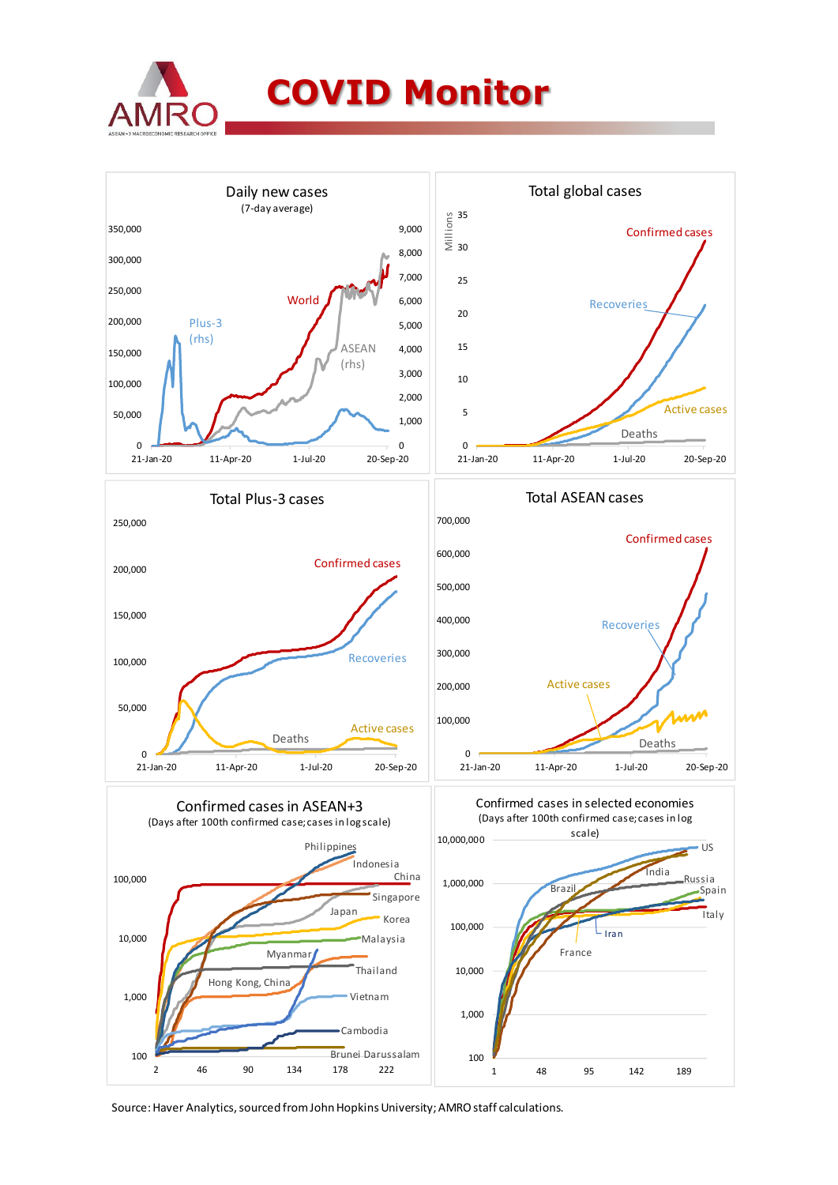# COVID Monitor

AMRO
ASEAN+3 MACROECONOMIC RESEARCH OFFICE

## Daily new cases
(7-day average)

350,000
300,000
250,000
200,000
150,000
100,000
50,000
0

9,000
8,000
7,000
6,000
5,000
4,000
3,000
2,000
1,000
0

21-Jan-20 11-Apr-20 1-Jul-20 20-Sep-20

World
Plus-3 (rhs)
ASEAN (rhs)

## Total global cases

Millions
35
30
25
20
15
10
5
0

21-Jan-20 11-Apr-20 1-Jul-20 20-Sep-20

Confirmed cases
Recoveries
Active cases
Deaths

## Total Plus-3 cases

250,000
200,000
150,000
100,000
50,000
0

21-Jan-20 11-Apr-20 1-Jul-20 20-Sep-20

Confirmed cases
Recoveries
Active cases
Deaths

## Total ASEAN cases

700,000
600,000
500,000
400,000
300,000
200,000
100,000
0

21-Jan-20 11-Apr-20 1-Jul-20 20-Sep-20

Confirmed cases
Recoveries
Active cases
Deaths

## Confirmed cases in ASEAN+3
(Days after 100th confirmed case; cases in log scale)

100,000
10,000
1,000
100

2 46 90 134 178 222

Philippines
Indonesia
China
Singapore
Japan
Korea
Malaysia
Myanmar
Thailand
Hong Kong, China
Vietnam
Cambodia
Brunei Darussalam

## Confirmed cases in selected economies
(Days after 100th confirmed case; cases in log scale)

10,000,000
1,000,000
100,000
10,000
1,000
100

1 48 95 142 189

US
India
Russia
Spain
Italy
Brazil
Iran
France

Source: Haver Analytics, sourced from John Hopkins University; AMRO staff calculations.